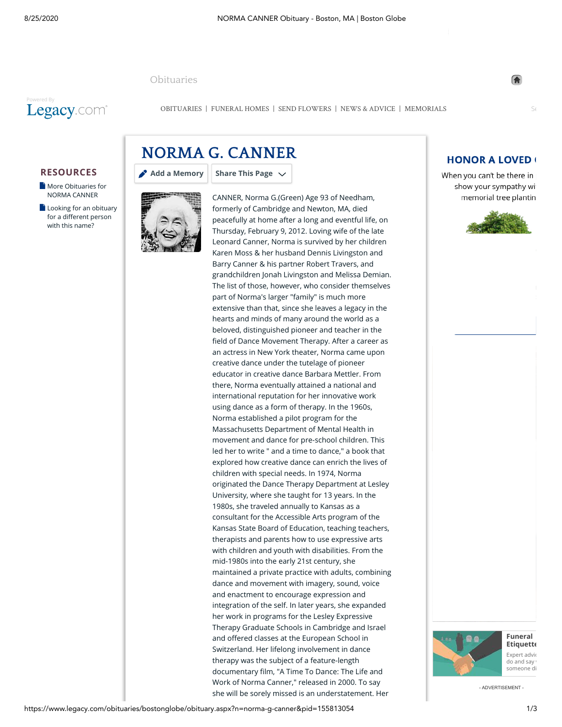# NORMA G. CANNER

CANNER, Norma G.(Green) Age 93 of Needham, formerly of Cambridge and Newton, MA, died peacefully at home after a long and eventful life, on Thursday, February 9, 2012. Loving wife of the late Leonard Canner, Norma is survived by her children Karen Moss & her husband Dennis Livingston and Barry Canner & his partner Robert Travers, and grandchildren Jonah Livingston and Melissa Demian. The list of those, however, who consider themselves part of Norma's larger "family" is much more extensive than that, since she leaves a legacy in the hearts and minds of many around the world as a beloved, distinguished pioneer and teacher in the field of Dance Movement Therapy. After a career as an actress in New York theater, Norma came upon creative dance under the tutelage of pioneer educator in creative dance Barbara Mettler. From there, Norma eventually attained a national and international reputation for her innovative work using dance as a form of therapy. In the 1960s, Norma established a pilot program for the Massachusetts Department of Mental Health in movement and dance for pre-school children. This led her to write " and a time to dance," a book that explored how creative dance can enrich the lives of children with special needs. In 1974, Norma originated the Dance Therapy Department at Lesley University, where she taught for 13 years. In the 1980s, she traveled annually to Kansas as a consultant for the Accessible Arts program of the Kansas State Board of Education, teaching teachers, therapists and parents how to use expressive arts with children and youth with disabilities. From the mid-1980s into the early 21st century, she maintained a private practice with adults, combining dance and movement with imagery, sound, voice and enactment to encourage expression and integration of the self. In later years, she expanded her work in programs for the Lesley Expressive Therapy Graduate Schools in Cambridge and Israel and offered classes at the European School in Switzerland. Her lifelong involvement in dance therapy was the subject of a feature-length documentary film, "A Time To Dance: The Life and Work of Norma Canner," released in 2000. To say she will be sorely missed is an understatement. Her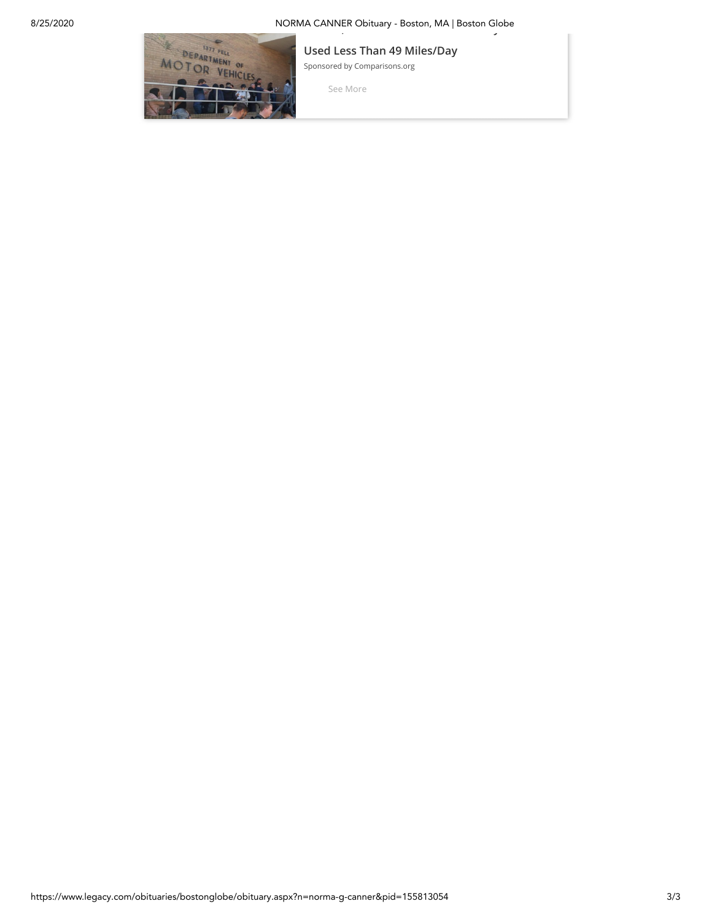Used Less Than 49 Miles/Day

Sponsored by Comparisons.org

See More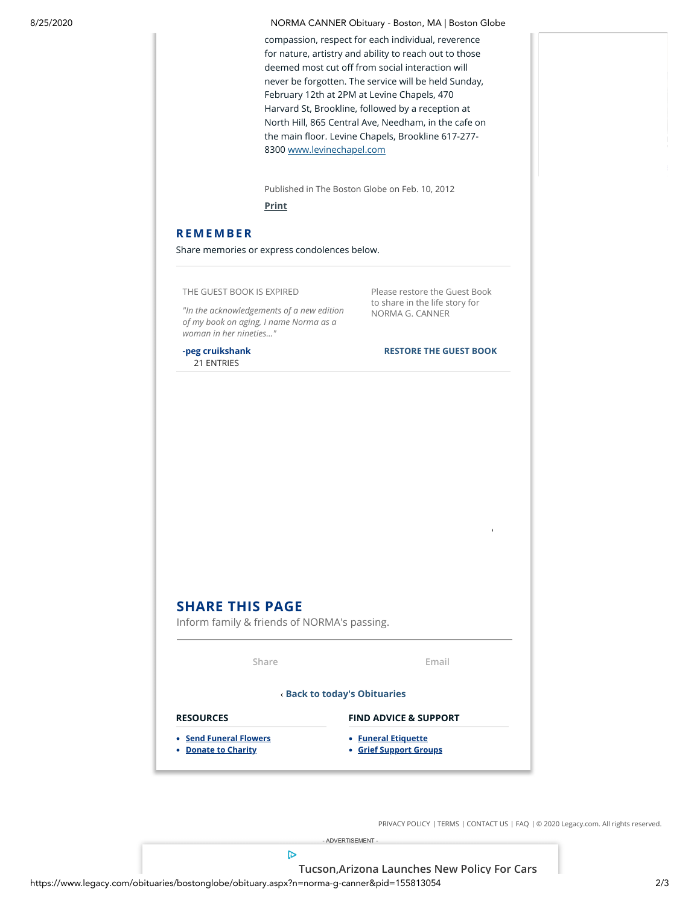compassion, respect for each individual, reverence for nature, artistry and ability to reach out to those deemed most cut off from social interaction will never be forgotten. The service will be held Sunday, February 12th at 2PM at Levine Chapels, 470 Harvard St, Brookline, followed by a reception at North Hill, 865 Central Ave, Needham, in the cafe on the main floor. Levine Chapels, Brookline 617-277-8300 www.levinechapel.com

Published in The Boston Globe on Feb. 10, 2012

Print

## REMEMBER

Share memories or express condolences below.

THE GUEST BOOK IS EXPIRED

*"In the acknowledgements of a new edition of my book on aging, I name Norma as a woman in her nineties..."*

**-peg cruikshank**

21 ENTRIES

Please restore the Guest Book to share in the life story for NORMA G. CANNER

**RESTORE THE GUEST BOOK**

## SHARE THIS PAGE

Inform family & friends of NORMA's passing.

Share

Email

‹ **Back to today's Obituaries**

**RESOURCES**

- **Send Funeral Flowers**
- **Donate to Charity**

**FIND ADVICE & SUPPORT**

- **Funeral Etiquette**
- **Grief Support Groups**

PRIVACY POLICY | TERMS | CONTACT US | FAQ | © 2020 Legacy.com. All rights reserved.

- ADVERTISEMENT -

Tucson,Arizona Launches New Policy For Cars